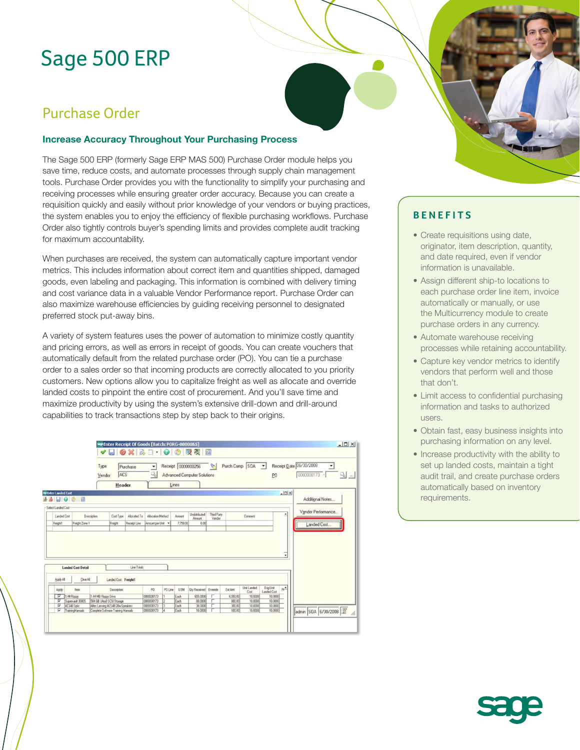# Sage 500 ERP

## Purchase Order

### Increase Accuracy Throughout Your Purchasing Process

The Sage 500 ERP (formerly Sage ERP MAS 500) Purchase Order module helps you save time, reduce costs, and automate processes through supply chain management tools. Purchase Order provides you with the functionality to simplify your purchasing and receiving processes while ensuring greater order accuracy. Because you can create a requisition quickly and easily without prior knowledge of your vendors or buying practices, the system enables you to enjoy the efficiency of flexible purchasing workflows. Purchase Order also tightly controls buyer's spending limits and provides complete audit tracking for maximum accountability.

When purchases are received, the system can automatically capture important vendor metrics. This includes information about correct item and quantities shipped, damaged goods, even labeling and packaging. This information is combined with delivery timing and cost variance data in a valuable Vendor Performance report. Purchase Order can also maximize warehouse efficiencies by guiding receiving personnel to designated preferred stock put-away bins.

A variety of system features uses the power of automation to minimize costly quantity and pricing errors, as well as errors in receipt of goods. You can create vouchers that automatically default from the related purchase order (PO). You can tie a purchase order to a sales order so that incoming products are correctly allocated to you priority customers. New options allow you to capitalize freight as well as allocate and override landed costs to pinpoint the entire cost of procurement. And you'll save time and maximize productivity by using the system's extensive drill-down and drill-around capabilities to track transactions step by step back to their origins.

## BENEFITS

- Create requisitions using date, originator, item description, quantity, and date required, even if vendor information is unavailable.
- Assign different ship-to locations to each purchase order line item, invoice automatically or manually, or use the Multicurrency module to create purchase orders in any currency.
- Automate warehouse receiving processes while retaining accountability.
- Capture key vendor metrics to identify vendors that perform well and those that don't.
- Limit access to confidential purchasing information and tasks to authorized users.
- Obtain fast, easy business insights into purchasing information on any level.
- Increase productivity with the ability to set up landed costs, maintain a tight audit trail, and create purchase orders automatically based on inventory requirements.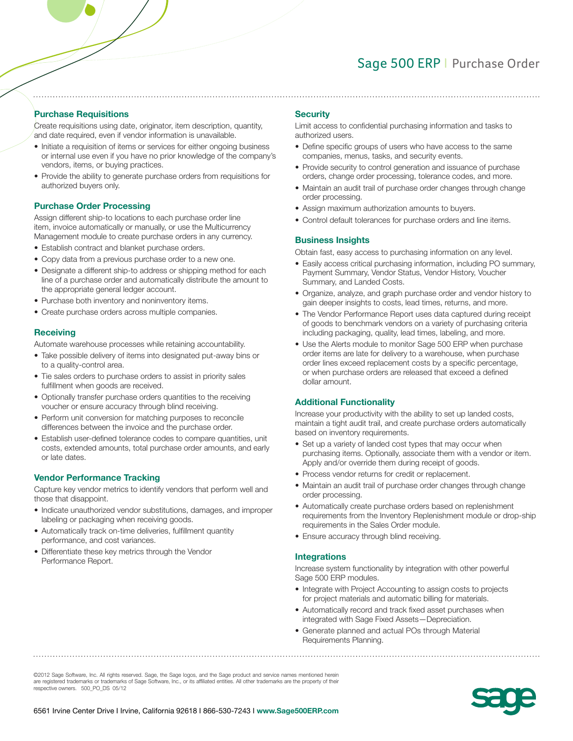# Sage 500 ERP | Purchase Order

## Purchase Requisitions

Create requisitions using date, originator, item description, quantity, and date required, even if vendor information is unavailable.

- Initiate a requisition of items or services for either ongoing business or internal use even if you have no prior knowledge of the company's vendors, items, or buying practices.
- Provide the ability to generate purchase orders from requisitions for authorized buyers only.

## Purchase Order Processing

Assign different ship-to locations to each purchase order line item, invoice automatically or manually, or use the Multicurrency Management module to create purchase orders in any currency.

- Establish contract and blanket purchase orders.
- Copy data from a previous purchase order to a new one.
- Designate a different ship-to address or shipping method for each line of a purchase order and automatically distribute the amount to the appropriate general ledger account.
- Purchase both inventory and noninventory items.
- Create purchase orders across multiple companies.

## Receiving

Automate warehouse processes while retaining accountability.

- Take possible delivery of items into designated put-away bins or to a quality-control area.
- Tie sales orders to purchase orders to assist in priority sales fulfillment when goods are received.
- Optionally transfer purchase orders quantities to the receiving voucher or ensure accuracy through blind receiving.
- Perform unit conversion for matching purposes to reconcile differences between the invoice and the purchase order.
- Establish user-defined tolerance codes to compare quantities, unit costs, extended amounts, total purchase order amounts, and early or late dates.

## Vendor Performance Tracking

Capture key vendor metrics to identify vendors that perform well and those that disappoint.

- Indicate unauthorized vendor substitutions, damages, and improper labeling or packaging when receiving goods.
- Automatically track on-time deliveries, fulfillment quantity performance, and cost variances.
- Differentiate these key metrics through the Vendor Performance Report.

## Security

Limit access to confidential purchasing information and tasks to authorized users.

- Define specific groups of users who have access to the same companies, menus, tasks, and security events.
- Provide security to control generation and issuance of purchase orders, change order processing, tolerance codes, and more.
- Maintain an audit trail of purchase order changes through change order processing.
- Assign maximum authorization amounts to buyers.
- Control default tolerances for purchase orders and line items.

## Business Insights

Obtain fast, easy access to purchasing information on any level.

- Easily access critical purchasing information, including PO summary, Payment Summary, Vendor Status, Vendor History, Voucher Summary, and Landed Costs.
- Organize, analyze, and graph purchase order and vendor history to gain deeper insights to costs, lead times, returns, and more.
- The Vendor Performance Report uses data captured during receipt of goods to benchmark vendors on a variety of purchasing criteria including packaging, quality, lead times, labeling, and more.
- Use the Alerts module to monitor Sage 500 ERP when purchase order items are late for delivery to a warehouse, when purchase order lines exceed replacement costs by a specific percentage, or when purchase orders are released that exceed a defined dollar amount.

## Additional Functionality

Increase your productivity with the ability to set up landed costs, maintain a tight audit trail, and create purchase orders automatically based on inventory requirements.

- Set up a variety of landed cost types that may occur when purchasing items. Optionally, associate them with a vendor or item. Apply and/or override them during receipt of goods.
- Process vendor returns for credit or replacement.
- Maintain an audit trail of purchase order changes through change order processing.
- Automatically create purchase orders based on replenishment requirements from the Inventory Replenishment module or drop-ship requirements in the Sales Order module.
- Ensure accuracy through blind receiving.

## Integrations

Increase system functionality by integration with other powerful Sage 500 ERP modules.

- Integrate with Project Accounting to assign costs to projects for project materials and automatic billing for materials.
- Automatically record and track fixed asset purchases when integrated with Sage Fixed Assets—Depreciation.
- Generate planned and actual POs through Material Requirements Planning.

©2012 Sage Software, Inc. All rights reserved. Sage, the Sage logos, and the Sage product and service names mentioned herein are registered trademarks or trademarks of Sage Software, Inc., or its affiliated entities. All other trademarks are the property of their respective owners. 500_PO_DS 05/12

6561 Irvine Center Drive I Irvine, California 92618 I 866-530-7243 I **www.Sage500ERP.com**